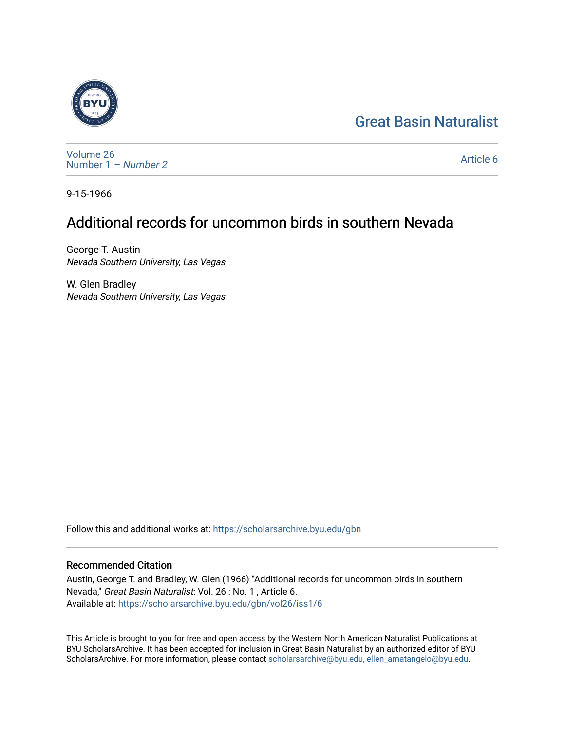Great Basin Naturalist

Volume 26
Number 1 – *Number 2*

Article 6

9-15-1966

# Additional records for uncommon birds in southern Nevada

George T. Austin
*Nevada Southern University, Las Vegas*

W. Glen Bradley
*Nevada Southern University, Las Vegas*

Follow this and additional works at: https://scholarsarchive.byu.edu/gbn

## Recommended Citation

Austin, George T. and Bradley, W. Glen (1966) "Additional records for uncommon birds in southern Nevada," *Great Basin Naturalist*: Vol. 26 : No. 1 , Article 6.
Available at: https://scholarsarchive.byu.edu/gbn/vol26/iss1/6

This Article is brought to you for free and open access by the Western North American Naturalist Publications at BYU ScholarsArchive. It has been accepted for inclusion in Great Basin Naturalist by an authorized editor of BYU ScholarsArchive. For more information, please contact scholarsarchive@byu.edu, ellen_amatangelo@byu.edu.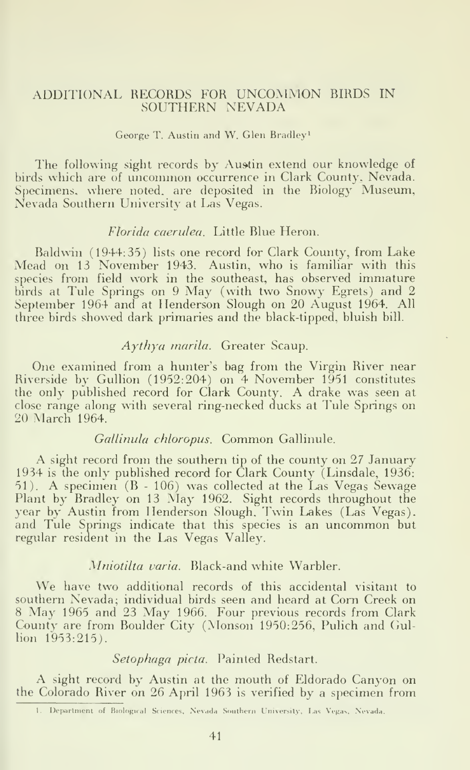## ADDITIONAL RECORDS FOR UNCOMMON BIRDS IN SOUTHERN NEVADA

George T. Austin and W. Glen Bradley[1]

The following sight records by Austin extend our knowledge of birds which are of uncommon occurrence in Clark County, Nevada. Specimens, where noted, are deposited in the Biology Museum, Nevada Southern University at Las Vegas.

### *Florida caerulea*. Little Blue Heron.

Baldwin (1944:35) lists one record for Clark County, from Lake Mead on 13 November 1943. Austin, who is familiar with this species from field work in the southeast, has observed immature birds at Tule Springs on 9 May (with two Snowy Egrets) and 2 September 1964 and at Henderson Slough on 20 August 1964. All three birds showed dark primaries and the black-tipped, bluish bill.

### *Aythya marila*. Greater Scaup.

One examined from a hunter's bag from the Virgin River near Riverside by Gullion (1952:204) on 4 November 1951 constitutes the only published record for Clark County. A drake was seen at close range along with several ring-necked ducks at Tule Springs on 20 March 1964.

### *Gallinula chloropus*. Common Gallinule.

A sight record from the southern tip of the county on 27 January 1934 is the only published record for Clark County (Linsdale, 1936: 51). A specimen (B - 106) was collected at the Las Vegas Sewage Plant by Bradley on 13 May 1962. Sight records throughout the year by Austin from Henderson Slough, Twin Lakes (Las Vegas), and Tule Springs indicate that this species is an uncommon but regular resident in the Las Vegas Valley.

### *Mniotilta varia*. Black-and white Warbler.

We have two additional records of this accidental visitant to southern Nevada; individual birds seen and heard at Corn Creek on 8 May 1965 and 23 May 1966. Four previous records from Clark County are from Boulder City (Monson 1950:256, Pulich and Gullion 1953:215).

### *Setophaga picta*. Painted Redstart.

A sight record by Austin at the mouth of Eldorado Canyon on the Colorado River on 26 April 1963 is verified by a specimen from

[1] Department of Biological Sciences, Nevada Southern University, Las Vegas, Nevada.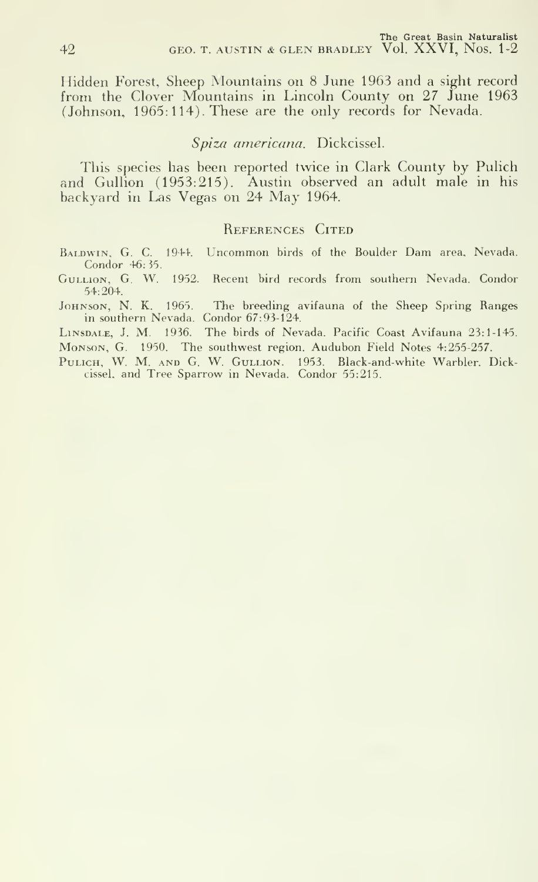Hidden Forest, Sheep Mountains on 8 June 1963 and a sight record from the Clover Mountains in Lincoln County on 27 June 1963 (Johnson, 1965:114). These are the only records for Nevada.

### *Spiza americana*. Dickcissel.

This species has been reported twice in Clark County by Pulich and Gullion (1953:215). Austin observed an adult male in his backyard in Las Vegas on 24 May 1964.

## References Cited

Baldwin, G. C. 1944. Uncommon birds of the Boulder Dam area, Nevada. Condor 46:35.

Gullion, G. W. 1952. Recent bird records from southern Nevada. Condor 54:204.

Johnson, N. K. 1965. The breeding avifauna of the Sheep Spring Ranges in southern Nevada. Condor 67:93-124.

Linsdale, J. M. 1936. The birds of Nevada. Pacific Coast Avifauna 23:1-145.

Monson, G. 1950. The southwest region. Audubon Field Notes 4:255-257.

Pulich, W. M. and G. W. Gullion. 1953. Black-and-white Warbler, Dickcissel, and Tree Sparrow in Nevada. Condor 55:215.